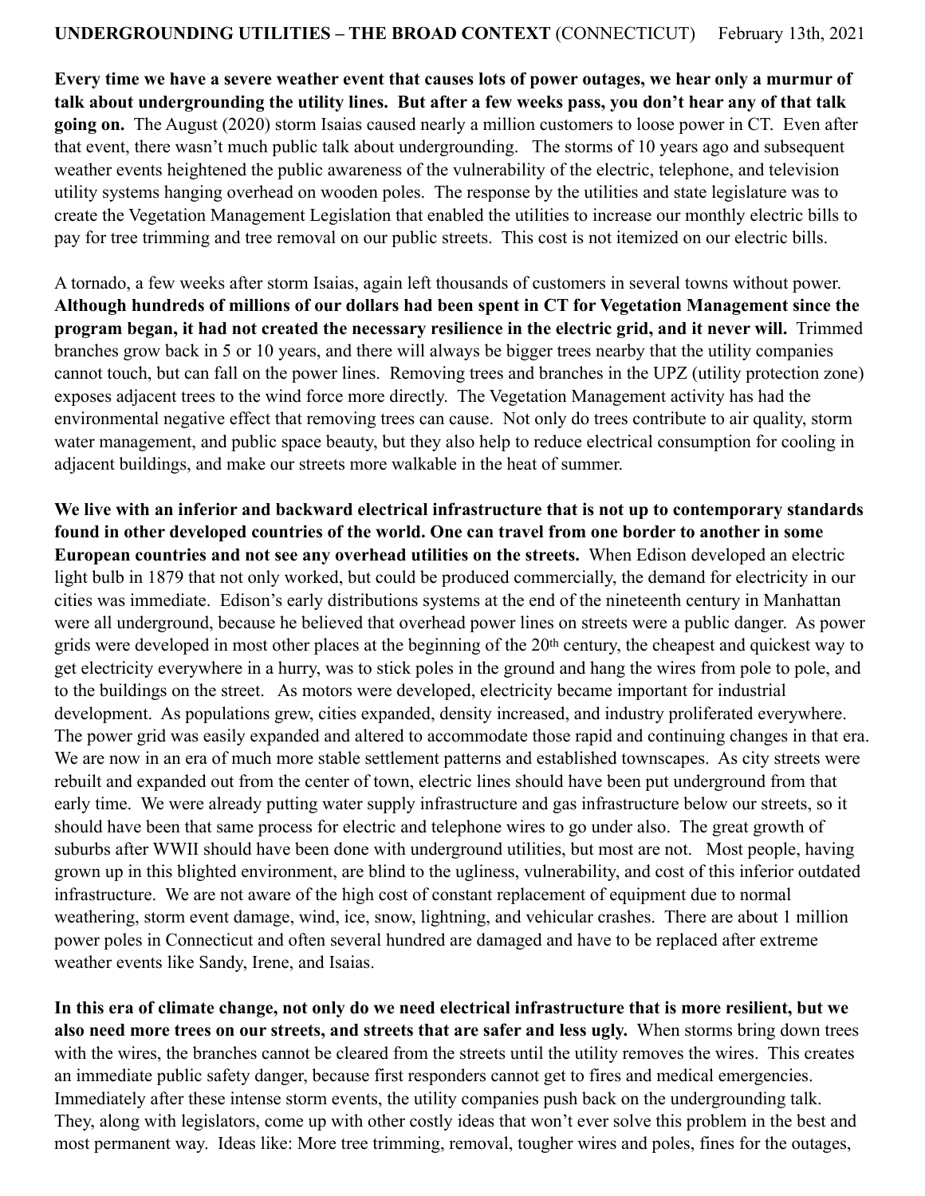**UNDERGROUNDING UTILITIES – THE BROAD CONTEXT** (CONNECTICUT) February 13th, 2021

**Every time we have a severe weather event that causes lots of power outages, we hear only a murmur of talk about undergrounding the utility lines. But after a few weeks pass, you don't hear any of that talk going on.** The August (2020) storm Isaias caused nearly a million customers to loose power in CT. Even after that event, there wasn't much public talk about undergrounding. The storms of 10 years ago and subsequent weather events heightened the public awareness of the vulnerability of the electric, telephone, and television utility systems hanging overhead on wooden poles. The response by the utilities and state legislature was to create the Vegetation Management Legislation that enabled the utilities to increase our monthly electric bills to pay for tree trimming and tree removal on our public streets. This cost is not itemized on our electric bills.

A tornado, a few weeks after storm Isaias, again left thousands of customers in several towns without power. **Although hundreds of millions of our dollars had been spent in CT for Vegetation Management since the program began, it had not created the necessary resilience in the electric grid, and it never will.** Trimmed branches grow back in 5 or 10 years, and there will always be bigger trees nearby that the utility companies cannot touch, but can fall on the power lines. Removing trees and branches in the UPZ (utility protection zone) exposes adjacent trees to the wind force more directly. The Vegetation Management activity has had the environmental negative effect that removing trees can cause. Not only do trees contribute to air quality, storm water management, and public space beauty, but they also help to reduce electrical consumption for cooling in adjacent buildings, and make our streets more walkable in the heat of summer.

**We live with an inferior and backward electrical infrastructure that is not up to contemporary standards found in other developed countries of the world. One can travel from one border to another in some European countries and not see any overhead utilities on the streets.** When Edison developed an electric light bulb in 1879 that not only worked, but could be produced commercially, the demand for electricity in our cities was immediate. Edison's early distributions systems at the end of the nineteenth century in Manhattan were all underground, because he believed that overhead power lines on streets were a public danger. As power grids were developed in most other places at the beginning of the 20th century, the cheapest and quickest way to get electricity everywhere in a hurry, was to stick poles in the ground and hang the wires from pole to pole, and to the buildings on the street. As motors were developed, electricity became important for industrial development. As populations grew, cities expanded, density increased, and industry proliferated everywhere. The power grid was easily expanded and altered to accommodate those rapid and continuing changes in that era. We are now in an era of much more stable settlement patterns and established townscapes. As city streets were rebuilt and expanded out from the center of town, electric lines should have been put underground from that early time. We were already putting water supply infrastructure and gas infrastructure below our streets, so it should have been that same process for electric and telephone wires to go under also. The great growth of suburbs after WWII should have been done with underground utilities, but most are not. Most people, having grown up in this blighted environment, are blind to the ugliness, vulnerability, and cost of this inferior outdated infrastructure. We are not aware of the high cost of constant replacement of equipment due to normal weathering, storm event damage, wind, ice, snow, lightning, and vehicular crashes. There are about 1 million power poles in Connecticut and often several hundred are damaged and have to be replaced after extreme weather events like Sandy, Irene, and Isaias.

**In this era of climate change, not only do we need electrical infrastructure that is more resilient, but we also need more trees on our streets, and streets that are safer and less ugly.** When storms bring down trees with the wires, the branches cannot be cleared from the streets until the utility removes the wires. This creates an immediate public safety danger, because first responders cannot get to fires and medical emergencies. Immediately after these intense storm events, the utility companies push back on the undergrounding talk. They, along with legislators, come up with other costly ideas that won't ever solve this problem in the best and most permanent way. Ideas like: More tree trimming, removal, tougher wires and poles, fines for the outages,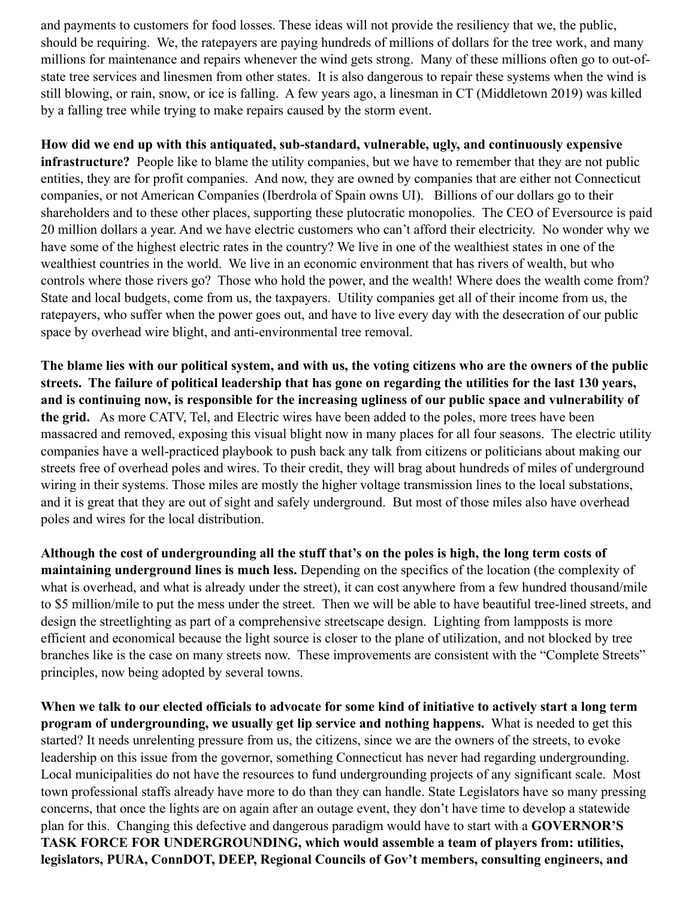and payments to customers for food losses. These ideas will not provide the resiliency that we, the public, should be requiring. We, the ratepayers are paying hundreds of millions of dollars for the tree work, and many millions for maintenance and repairs whenever the wind gets strong. Many of these millions often go to out-of-state tree services and linesmen from other states. It is also dangerous to repair these systems when the wind is still blowing, or rain, snow, or ice is falling. A few years ago, a linesman in CT (Middletown 2019) was killed by a falling tree while trying to make repairs caused by the storm event.

**How did we end up with this antiquated, sub-standard, vulnerable, ugly, and continuously expensive infrastructure?** People like to blame the utility companies, but we have to remember that they are not public entities, they are for profit companies. And now, they are owned by companies that are either not Connecticut companies, or not American Companies (Iberdrola of Spain owns UI). Billions of our dollars go to their shareholders and to these other places, supporting these plutocratic monopolies. The CEO of Eversource is paid 20 million dollars a year. And we have electric customers who can't afford their electricity. No wonder why we have some of the highest electric rates in the country? We live in one of the wealthiest states in one of the wealthiest countries in the world. We live in an economic environment that has rivers of wealth, but who controls where those rivers go? Those who hold the power, and the wealth! Where does the wealth come from? State and local budgets, come from us, the taxpayers. Utility companies get all of their income from us, the ratepayers, who suffer when the power goes out, and have to live every day with the desecration of our public space by overhead wire blight, and anti-environmental tree removal.

**The blame lies with our political system, and with us, the voting citizens who are the owners of the public streets. The failure of political leadership that has gone on regarding the utilities for the last 130 years, and is continuing now, is responsible for the increasing ugliness of our public space and vulnerability of the grid.** As more CATV, Tel, and Electric wires have been added to the poles, more trees have been massacred and removed, exposing this visual blight now in many places for all four seasons. The electric utility companies have a well-practiced playbook to push back any talk from citizens or politicians about making our streets free of overhead poles and wires. To their credit, they will brag about hundreds of miles of underground wiring in their systems. Those miles are mostly the higher voltage transmission lines to the local substations, and it is great that they are out of sight and safely underground. But most of those miles also have overhead poles and wires for the local distribution.

**Although the cost of undergrounding all the stuff that's on the poles is high, the long term costs of maintaining underground lines is much less.** Depending on the specifics of the location (the complexity of what is overhead, and what is already under the street), it can cost anywhere from a few hundred thousand/mile to $5 million/mile to put the mess under the street. Then we will be able to have beautiful tree-lined streets, and design the streetlighting as part of a comprehensive streetscape design. Lighting from lampposts is more efficient and economical because the light source is closer to the plane of utilization, and not blocked by tree branches like is the case on many streets now. These improvements are consistent with the "Complete Streets" principles, now being adopted by several towns.

**When we talk to our elected officials to advocate for some kind of initiative to actively start a long term program of undergrounding, we usually get lip service and nothing happens.** What is needed to get this started? It needs unrelenting pressure from us, the citizens, since we are the owners of the streets, to evoke leadership on this issue from the governor, something Connecticut has never had regarding undergrounding. Local municipalities do not have the resources to fund undergrounding projects of any significant scale. Most town professional staffs already have more to do than they can handle. State Legislators have so many pressing concerns, that once the lights are on again after an outage event, they don't have time to develop a statewide plan for this. Changing this defective and dangerous paradigm would have to start with a **GOVERNOR'S TASK FORCE FOR UNDERGROUNDING, which would assemble a team of players from: utilities, legislators, PURA, ConnDOT, DEEP, Regional Councils of Gov't members, consulting engineers, and**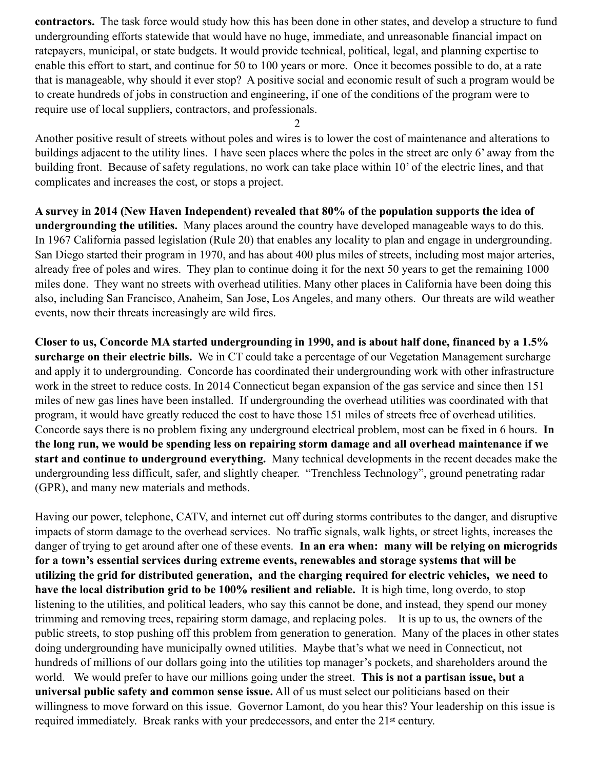**contractors.** The task force would study how this has been done in other states, and develop a structure to fund undergrounding efforts statewide that would have no huge, immediate, and unreasonable financial impact on ratepayers, municipal, or state budgets. It would provide technical, political, legal, and planning expertise to enable this effort to start, and continue for 50 to 100 years or more. Once it becomes possible to do, at a rate that is manageable, why should it ever stop? A positive social and economic result of such a program would be to create hundreds of jobs in construction and engineering, if one of the conditions of the program were to require use of local suppliers, contractors, and professionals.

Another positive result of streets without poles and wires is to lower the cost of maintenance and alterations to buildings adjacent to the utility lines. I have seen places where the poles in the street are only 6' away from the building front. Because of safety regulations, no work can take place within 10' of the electric lines, and that complicates and increases the cost, or stops a project.

**A survey in 2014 (New Haven Independent) revealed that 80% of the population supports the idea of undergrounding the utilities.** Many places around the country have developed manageable ways to do this. In 1967 California passed legislation (Rule 20) that enables any locality to plan and engage in undergrounding. San Diego started their program in 1970, and has about 400 plus miles of streets, including most major arteries, already free of poles and wires. They plan to continue doing it for the next 50 years to get the remaining 1000 miles done. They want no streets with overhead utilities. Many other places in California have been doing this also, including San Francisco, Anaheim, San Jose, Los Angeles, and many others. Our threats are wild weather events, now their threats increasingly are wild fires.

**Closer to us, Concorde MA started undergrounding in 1990, and is about half done, financed by a 1.5% surcharge on their electric bills.** We in CT could take a percentage of our Vegetation Management surcharge and apply it to undergrounding. Concorde has coordinated their undergrounding work with other infrastructure work in the street to reduce costs. In 2014 Connecticut began expansion of the gas service and since then 151 miles of new gas lines have been installed. If undergrounding the overhead utilities was coordinated with that program, it would have greatly reduced the cost to have those 151 miles of streets free of overhead utilities. Concorde says there is no problem fixing any underground electrical problem, most can be fixed in 6 hours. **In the long run, we would be spending less on repairing storm damage and all overhead maintenance if we start and continue to underground everything.** Many technical developments in the recent decades make the undergrounding less difficult, safer, and slightly cheaper. "Trenchless Technology", ground penetrating radar (GPR), and many new materials and methods.

Having our power, telephone, CATV, and internet cut off during storms contributes to the danger, and disruptive impacts of storm damage to the overhead services. No traffic signals, walk lights, or street lights, increases the danger of trying to get around after one of these events. **In an era when: many will be relying on microgrids for a town's essential services during extreme events, renewables and storage systems that will be utilizing the grid for distributed generation, and the charging required for electric vehicles, we need to have the local distribution grid to be 100% resilient and reliable.** It is high time, long overdo, to stop listening to the utilities, and political leaders, who say this cannot be done, and instead, they spend our money trimming and removing trees, repairing storm damage, and replacing poles. It is up to us, the owners of the public streets, to stop pushing off this problem from generation to generation. Many of the places in other states doing undergrounding have municipally owned utilities. Maybe that's what we need in Connecticut, not hundreds of millions of our dollars going into the utilities top manager's pockets, and shareholders around the world. We would prefer to have our millions going under the street. **This is not a partisan issue, but a universal public safety and common sense issue.** All of us must select our politicians based on their willingness to move forward on this issue. Governor Lamont, do you hear this? Your leadership on this issue is required immediately. Break ranks with your predecessors, and enter the 21st century.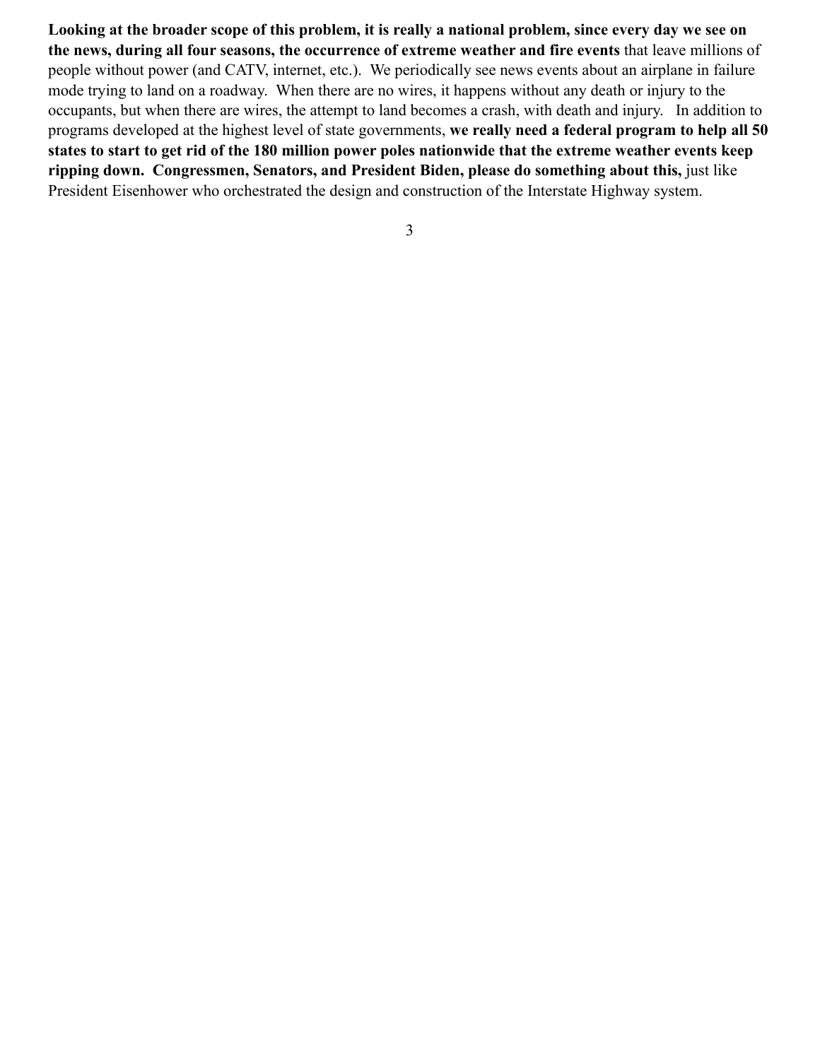**Looking at the broader scope of this problem, it is really a national problem, since every day we see on the news, during all four seasons, the occurrence of extreme weather and fire events** that leave millions of people without power (and CATV, internet, etc.). We periodically see news events about an airplane in failure mode trying to land on a roadway. When there are no wires, it happens without any death or injury to the occupants, but when there are wires, the attempt to land becomes a crash, with death and injury. In addition to programs developed at the highest level of state governments, **we really need a federal program to help all 50 states to start to get rid of the 180 million power poles nationwide that the extreme weather events keep ripping down. Congressmen, Senators, and President Biden, please do something about this,** just like President Eisenhower who orchestrated the design and construction of the Interstate Highway system.